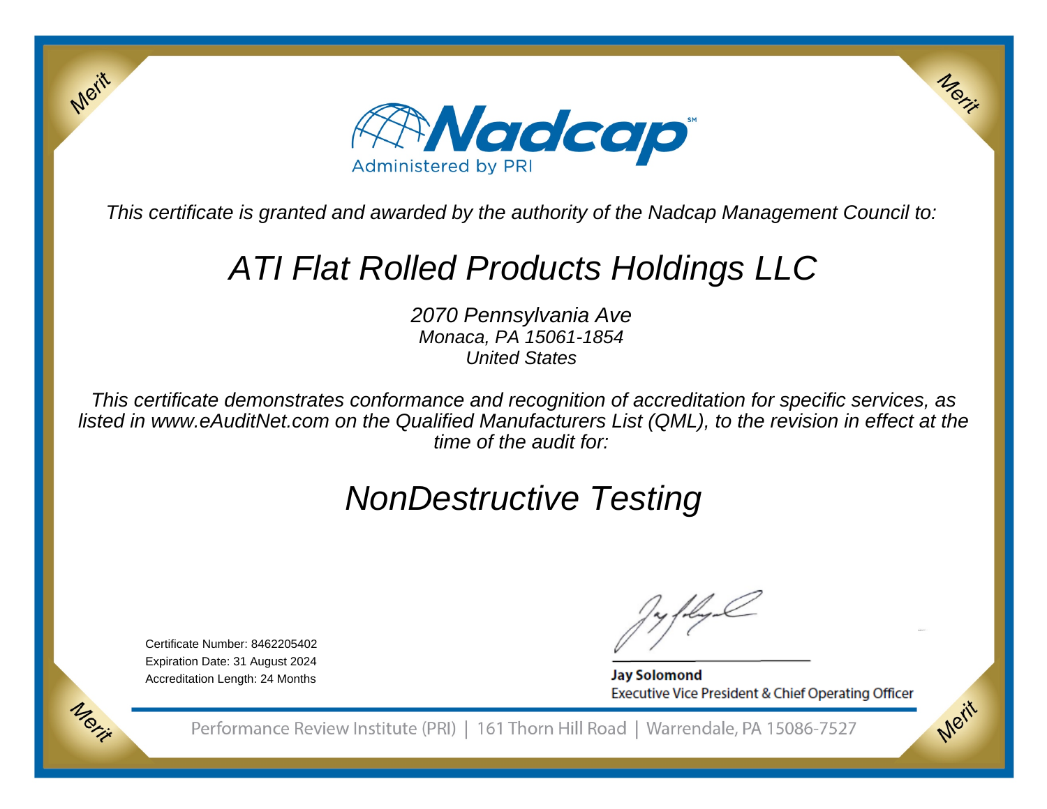# Nadcap

Administered by PRI

*This certificate is granted and awarded by the authority of the Nadcap Management Council to:*

## *ATI Flat Rolled Products Holdings LLC*

*2070 Pennsylvania Ave*
*Monaca, PA 15061-1854*
*United States*

*This certificate demonstrates conformance and recognition of accreditation for specific services, as listed in www.eAuditNet.com on the Qualified Manufacturers List (QML), to the revision in effect at the time of the audit for:*

## *NonDestructive Testing*

Certificate Number: 8462205402
Expiration Date: 31 August 2024
Accreditation Length: 24 Months

**Jay Solomond**
Executive Vice President & Chief Operating Officer

Performance Review Institute (PRI) | 161 Thorn Hill Road | Warrendale, PA 15086-7527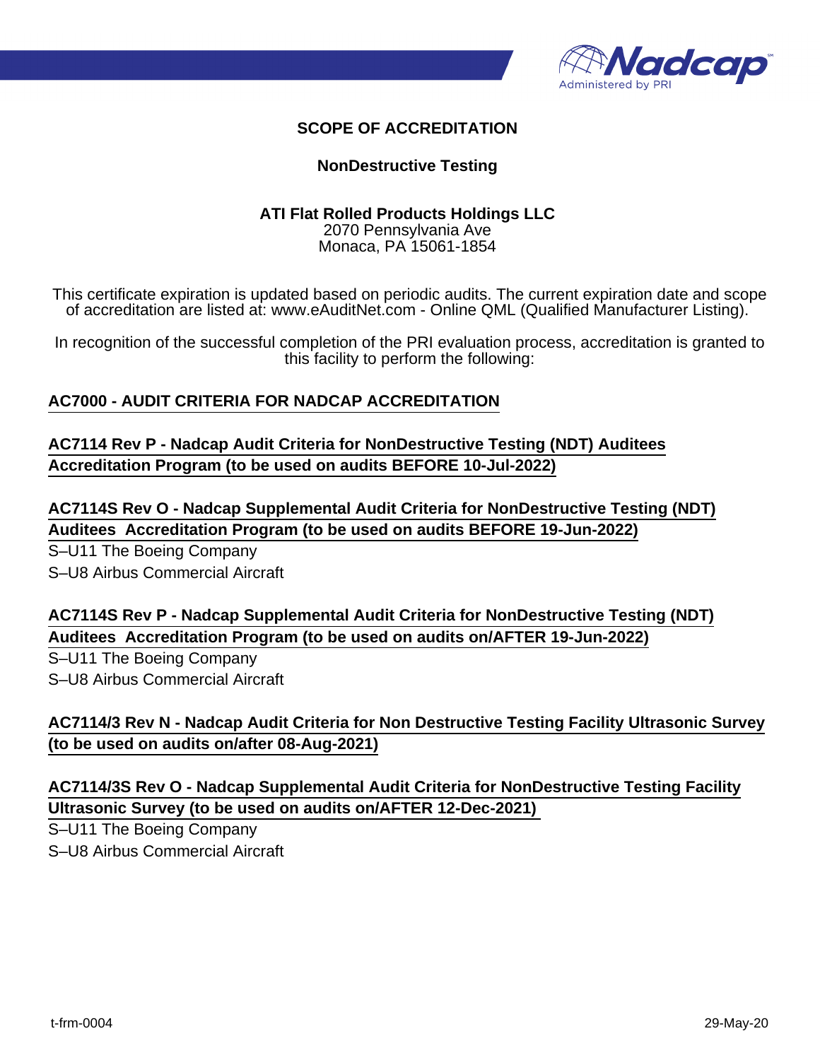# SCOPE OF ACCREDITATION

## NonDestructive Testing

**ATI Flat Rolled Products Holdings LLC**
2070 Pennsylvania Ave
Monaca, PA 15061-1854

This certificate expiration is updated based on periodic audits. The current expiration date and scope of accreditation are listed at: www.eAuditNet.com - Online QML (Qualified Manufacturer Listing).

In recognition of the successful completion of the PRI evaluation process, accreditation is granted to this facility to perform the following:

**AC7000 - AUDIT CRITERIA FOR NADCAP ACCREDITATION**

**AC7114 Rev P - Nadcap Audit Criteria for NonDestructive Testing (NDT) Auditees Accreditation Program (to be used on audits BEFORE 10-Jul-2022)**

**AC7114S Rev O - Nadcap Supplemental Audit Criteria for NonDestructive Testing (NDT) Auditees Accreditation Program (to be used on audits BEFORE 19-Jun-2022)**

S–U11 The Boeing Company
S–U8 Airbus Commercial Aircraft

**AC7114S Rev P - Nadcap Supplemental Audit Criteria for NonDestructive Testing (NDT) Auditees Accreditation Program (to be used on audits on/AFTER 19-Jun-2022)**

S–U11 The Boeing Company
S–U8 Airbus Commercial Aircraft

**AC7114/3 Rev N - Nadcap Audit Criteria for Non Destructive Testing Facility Ultrasonic Survey (to be used on audits on/after 08-Aug-2021)**

**AC7114/3S Rev O - Nadcap Supplemental Audit Criteria for NonDestructive Testing Facility Ultrasonic Survey (to be used on audits on/AFTER 12-Dec-2021)**

S–U11 The Boeing Company
S–U8 Airbus Commercial Aircraft

t-frm-0004 29-May-20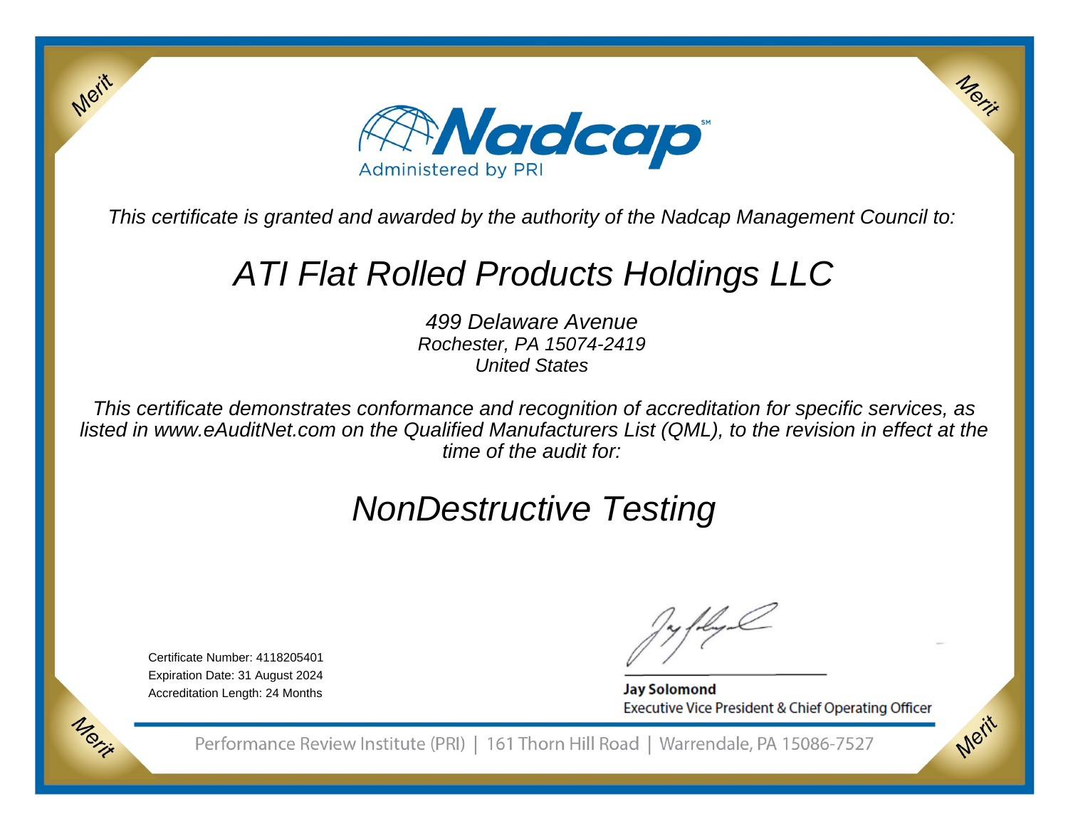Merit

Merit

# Nadcap

Administered by PRI

*This certificate is granted and awarded by the authority of the Nadcap Management Council to:*

## *ATI Flat Rolled Products Holdings LLC*

*499 Delaware Avenue*
*Rochester, PA 15074-2419*
*United States*

*This certificate demonstrates conformance and recognition of accreditation for specific services, as listed in www.eAuditNet.com on the Qualified Manufacturers List (QML), to the revision in effect at the time of the audit for:*

## *NonDestructive Testing*

Certificate Number: 4118205401
Expiration Date: 31 August 2024
Accreditation Length: 24 Months

**Jay Solomond**
Executive Vice President & Chief Operating Officer

Merit

Merit

Performance Review Institute (PRI) | 161 Thorn Hill Road | Warrendale, PA 15086-7527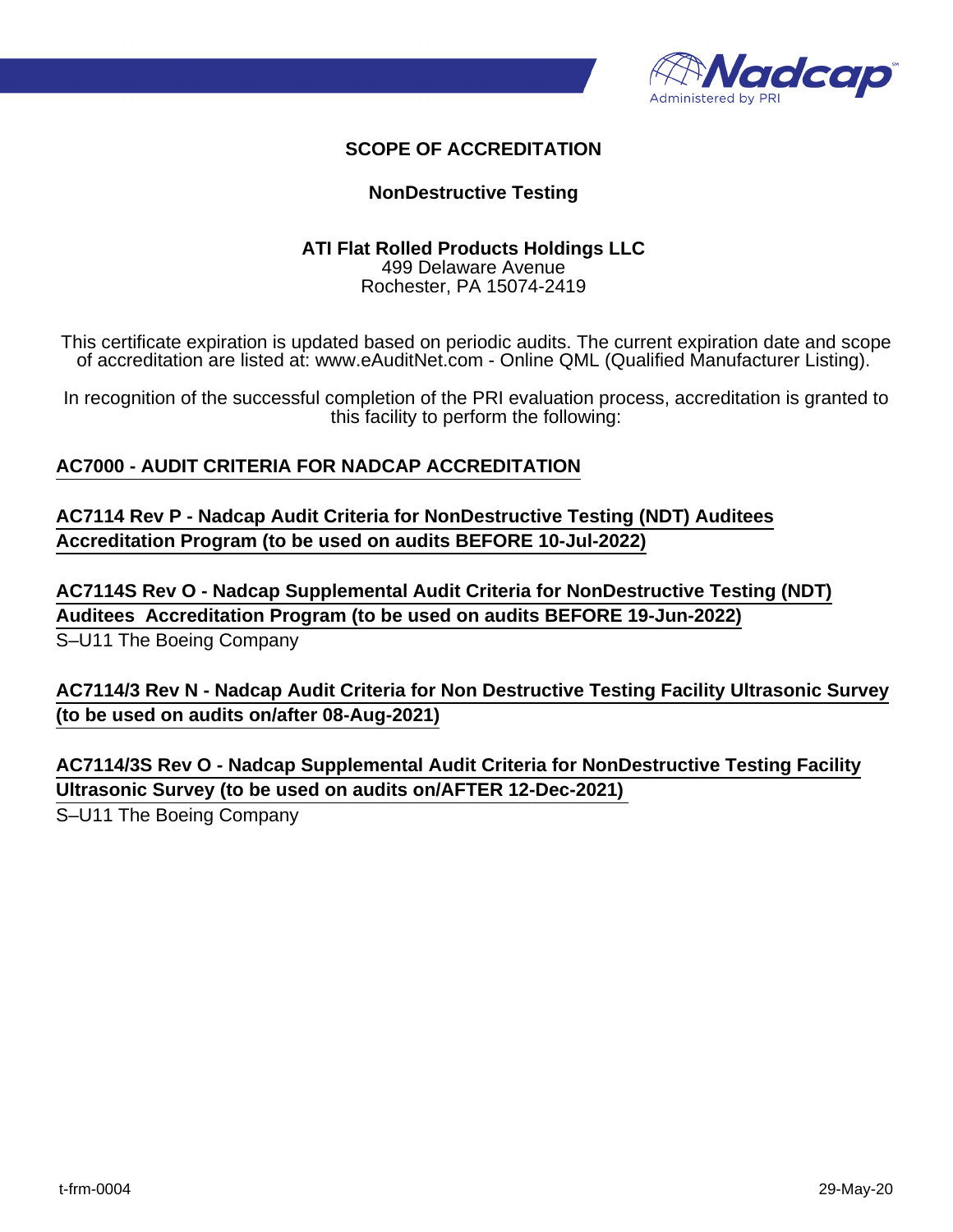**SCOPE OF ACCREDITATION**

**NonDestructive Testing**

**ATI Flat Rolled Products Holdings LLC**
499 Delaware Avenue
Rochester, PA 15074-2419

This certificate expiration is updated based on periodic audits. The current expiration date and scope of accreditation are listed at: www.eAuditNet.com - Online QML (Qualified Manufacturer Listing).

In recognition of the successful completion of the PRI evaluation process, accreditation is granted to this facility to perform the following:

**AC7000 - AUDIT CRITERIA FOR NADCAP ACCREDITATION**

**AC7114 Rev P - Nadcap Audit Criteria for NonDestructive Testing (NDT) Auditees Accreditation Program (to be used on audits BEFORE 10-Jul-2022)**

**AC7114S Rev O - Nadcap Supplemental Audit Criteria for NonDestructive Testing (NDT) Auditees Accreditation Program (to be used on audits BEFORE 19-Jun-2022)**

S–U11 The Boeing Company

**AC7114/3 Rev N - Nadcap Audit Criteria for Non Destructive Testing Facility Ultrasonic Survey (to be used on audits on/after 08-Aug-2021)**

**AC7114/3S Rev O - Nadcap Supplemental Audit Criteria for NonDestructive Testing Facility Ultrasonic Survey (to be used on audits on/AFTER 12-Dec-2021)**

S–U11 The Boeing Company